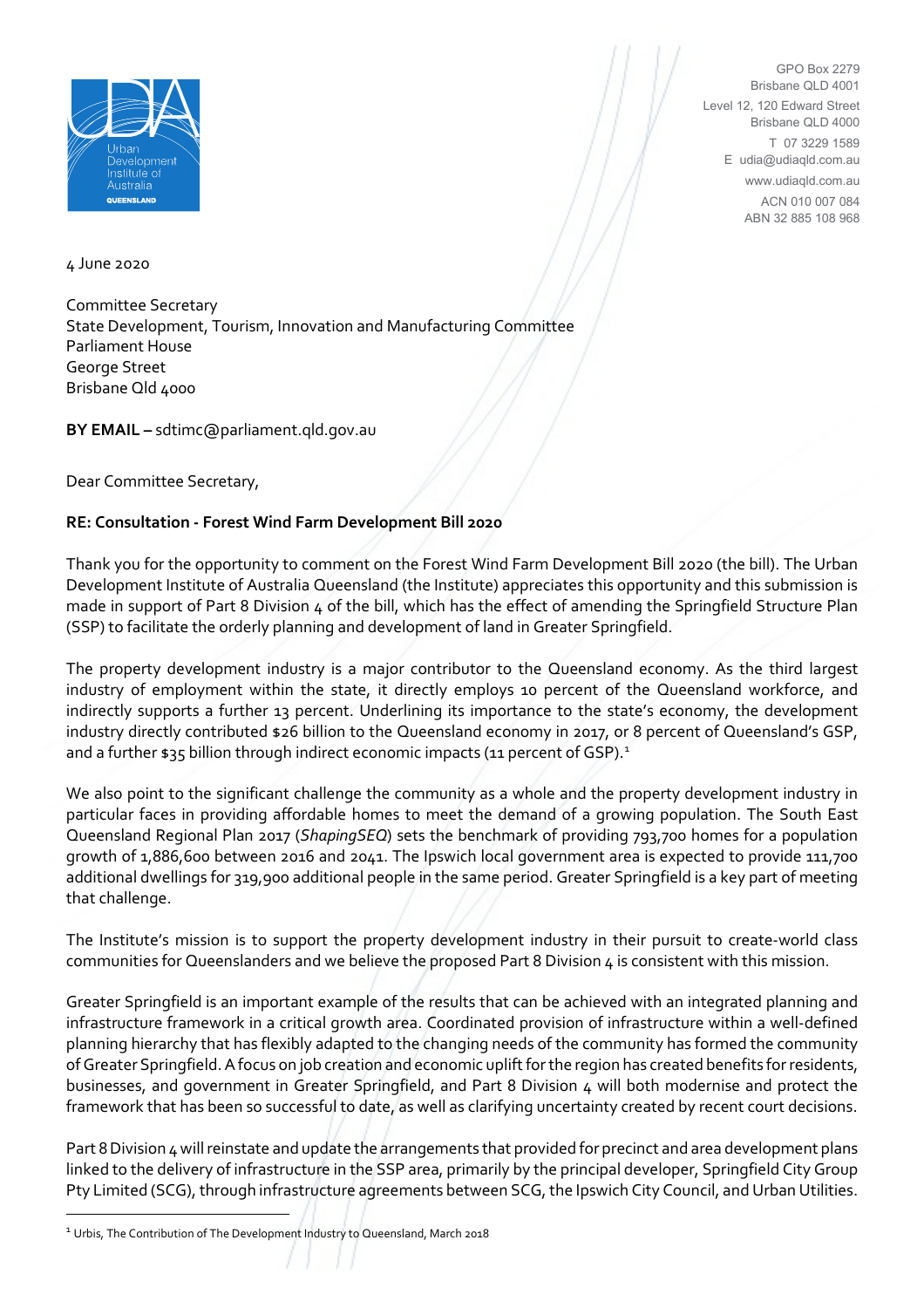GPO Box 2279
Brisbane QLD 4001
Level 12, 120 Edward Street
Brisbane QLD 4000
T 07 3229 1589
E udia@udiaqld.com.au
www.udiaqld.com.au
ACN 010 007 084
ABN 32 885 108 968

4 June 2020

Committee Secretary
State Development, Tourism, Innovation and Manufacturing Committee
Parliament House
George Street
Brisbane Qld 4000

**BY EMAIL –** sdtimc@parliament.qld.gov.au

Dear Committee Secretary,

**RE: Consultation - Forest Wind Farm Development Bill 2020**

Thank you for the opportunity to comment on the Forest Wind Farm Development Bill 2020 (the bill). The Urban Development Institute of Australia Queensland (the Institute) appreciates this opportunity and this submission is made in support of Part 8 Division 4 of the bill, which has the effect of amending the Springfield Structure Plan (SSP) to facilitate the orderly planning and development of land in Greater Springfield.

The property development industry is a major contributor to the Queensland economy. As the third largest industry of employment within the state, it directly employs 10 percent of the Queensland workforce, and indirectly supports a further 13 percent. Underlining its importance to the state's economy, the development industry directly contributed $26 billion to the Queensland economy in 2017, or 8 percent of Queensland's GSP, and a further $35 billion through indirect economic impacts (11 percent of GSP).[1]

We also point to the significant challenge the community as a whole and the property development industry in particular faces in providing affordable homes to meet the demand of a growing population. The South East Queensland Regional Plan 2017 (*ShapingSEQ*) sets the benchmark of providing 793,700 homes for a population growth of 1,886,600 between 2016 and 2041. The Ipswich local government area is expected to provide 111,700 additional dwellings for 319,900 additional people in the same period. Greater Springfield is a key part of meeting that challenge.

The Institute's mission is to support the property development industry in their pursuit to create-world class communities for Queenslanders and we believe the proposed Part 8 Division 4 is consistent with this mission.

Greater Springfield is an important example of the results that can be achieved with an integrated planning and infrastructure framework in a critical growth area. Coordinated provision of infrastructure within a well-defined planning hierarchy that has flexibly adapted to the changing needs of the community has formed the community of Greater Springfield. A focus on job creation and economic uplift for the region has created benefits for residents, businesses, and government in Greater Springfield, and Part 8 Division 4 will both modernise and protect the framework that has been so successful to date, as well as clarifying uncertainty created by recent court decisions.

Part 8 Division 4 will reinstate and update the arrangements that provided for precinct and area development plans linked to the delivery of infrastructure in the SSP area, primarily by the principal developer, Springfield City Group Pty Limited (SCG), through infrastructure agreements between SCG, the Ipswich City Council, and Urban Utilities.

[1] Urbis, The Contribution of The Development Industry to Queensland, March 2018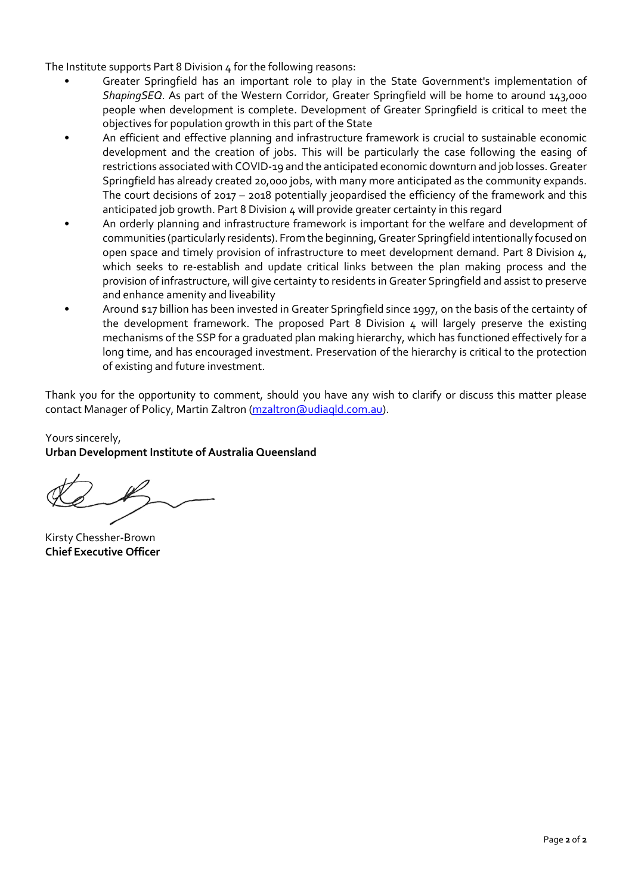The Institute supports Part 8 Division 4 for the following reasons:

- Greater Springfield has an important role to play in the State Government's implementation of *ShapingSEQ*. As part of the Western Corridor, Greater Springfield will be home to around 143,000 people when development is complete. Development of Greater Springfield is critical to meet the objectives for population growth in this part of the State
- An efficient and effective planning and infrastructure framework is crucial to sustainable economic development and the creation of jobs. This will be particularly the case following the easing of restrictions associated with COVID-19 and the anticipated economic downturn and job losses. Greater Springfield has already created 20,000 jobs, with many more anticipated as the community expands. The court decisions of 2017 – 2018 potentially jeopardised the efficiency of the framework and this anticipated job growth. Part 8 Division 4 will provide greater certainty in this regard
- An orderly planning and infrastructure framework is important for the welfare and development of communities (particularly residents). From the beginning, Greater Springfield intentionally focused on open space and timely provision of infrastructure to meet development demand. Part 8 Division 4, which seeks to re-establish and update critical links between the plan making process and the provision of infrastructure, will give certainty to residents in Greater Springfield and assist to preserve and enhance amenity and liveability
- Around $17 billion has been invested in Greater Springfield since 1997, on the basis of the certainty of the development framework. The proposed Part 8 Division 4 will largely preserve the existing mechanisms of the SSP for a graduated plan making hierarchy, which has functioned effectively for a long time, and has encouraged investment. Preservation of the hierarchy is critical to the protection of existing and future investment.

Thank you for the opportunity to comment, should you have any wish to clarify or discuss this matter please contact Manager of Policy, Martin Zaltron (mzaltron@udiaqld.com.au).

Yours sincerely,
**Urban Development Institute of Australia Queensland**

Kirsty Chessher-Brown
**Chief Executive Officer**